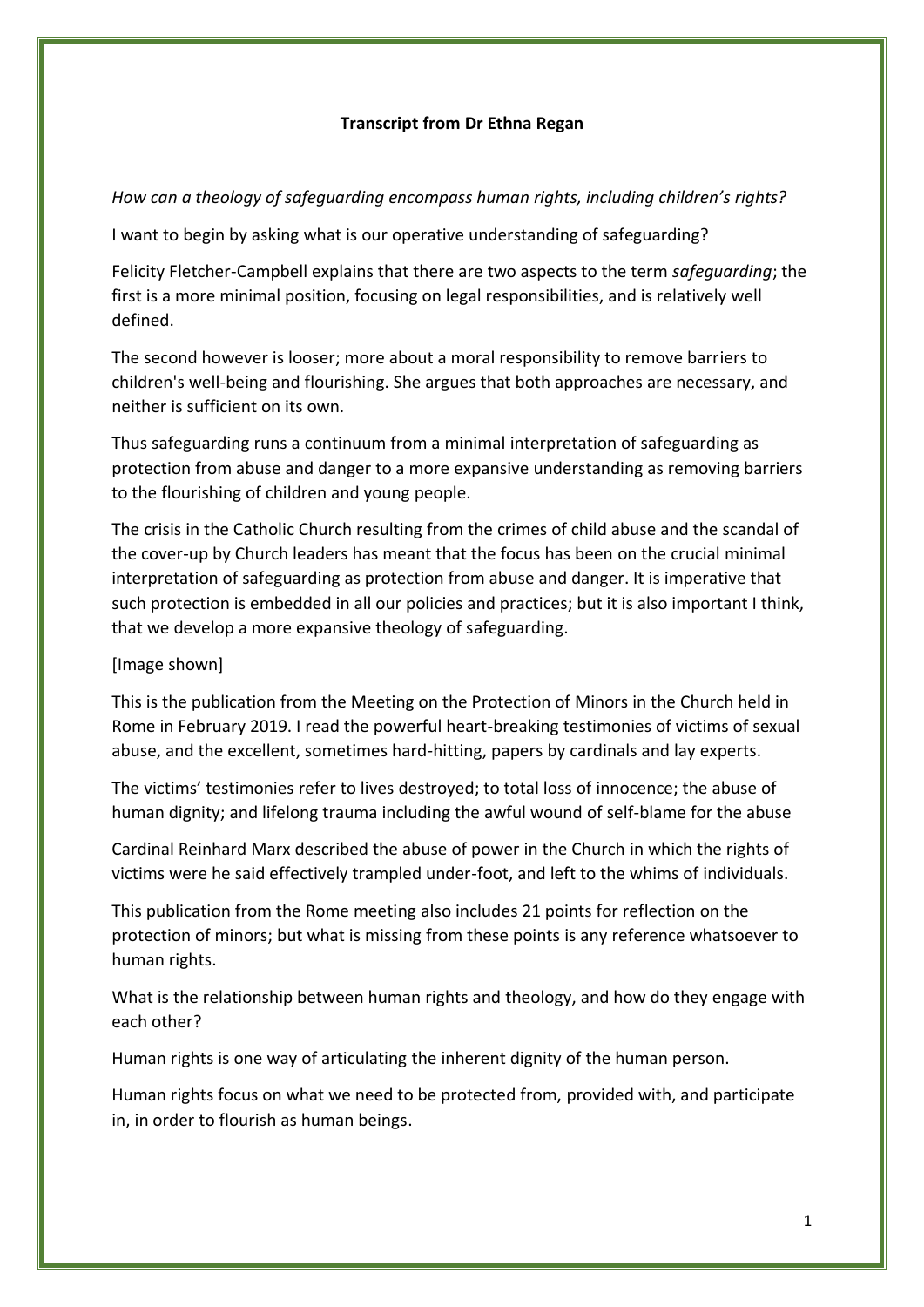**Transcript from Dr Ethna Regan**

*How can a theology of safeguarding encompass human rights, including children's rights?*

I want to begin by asking what is our operative understanding of safeguarding?

Felicity Fletcher-Campbell explains that there are two aspects to the term *safeguarding*; the first is a more minimal position, focusing on legal responsibilities, and is relatively well defined.

The second however is looser; more about a moral responsibility to remove barriers to children's well-being and flourishing. She argues that both approaches are necessary, and neither is sufficient on its own.

Thus safeguarding runs a continuum from a minimal interpretation of safeguarding as protection from abuse and danger to a more expansive understanding as removing barriers to the flourishing of children and young people.

The crisis in the Catholic Church resulting from the crimes of child abuse and the scandal of the cover-up by Church leaders has meant that the focus has been on the crucial minimal interpretation of safeguarding as protection from abuse and danger. It is imperative that such protection is embedded in all our policies and practices; but it is also important I think, that we develop a more expansive theology of safeguarding.

[Image shown]

This is the publication from the Meeting on the Protection of Minors in the Church held in Rome in February 2019. I read the powerful heart-breaking testimonies of victims of sexual abuse, and the excellent, sometimes hard-hitting, papers by cardinals and lay experts.

The victims' testimonies refer to lives destroyed; to total loss of innocence; the abuse of human dignity; and lifelong trauma including the awful wound of self-blame for the abuse

Cardinal Reinhard Marx described the abuse of power in the Church in which the rights of victims were he said effectively trampled under-foot, and left to the whims of individuals.

This publication from the Rome meeting also includes 21 points for reflection on the protection of minors; but what is missing from these points is any reference whatsoever to human rights.

What is the relationship between human rights and theology, and how do they engage with each other?

Human rights is one way of articulating the inherent dignity of the human person.

Human rights focus on what we need to be protected from, provided with, and participate in, in order to flourish as human beings.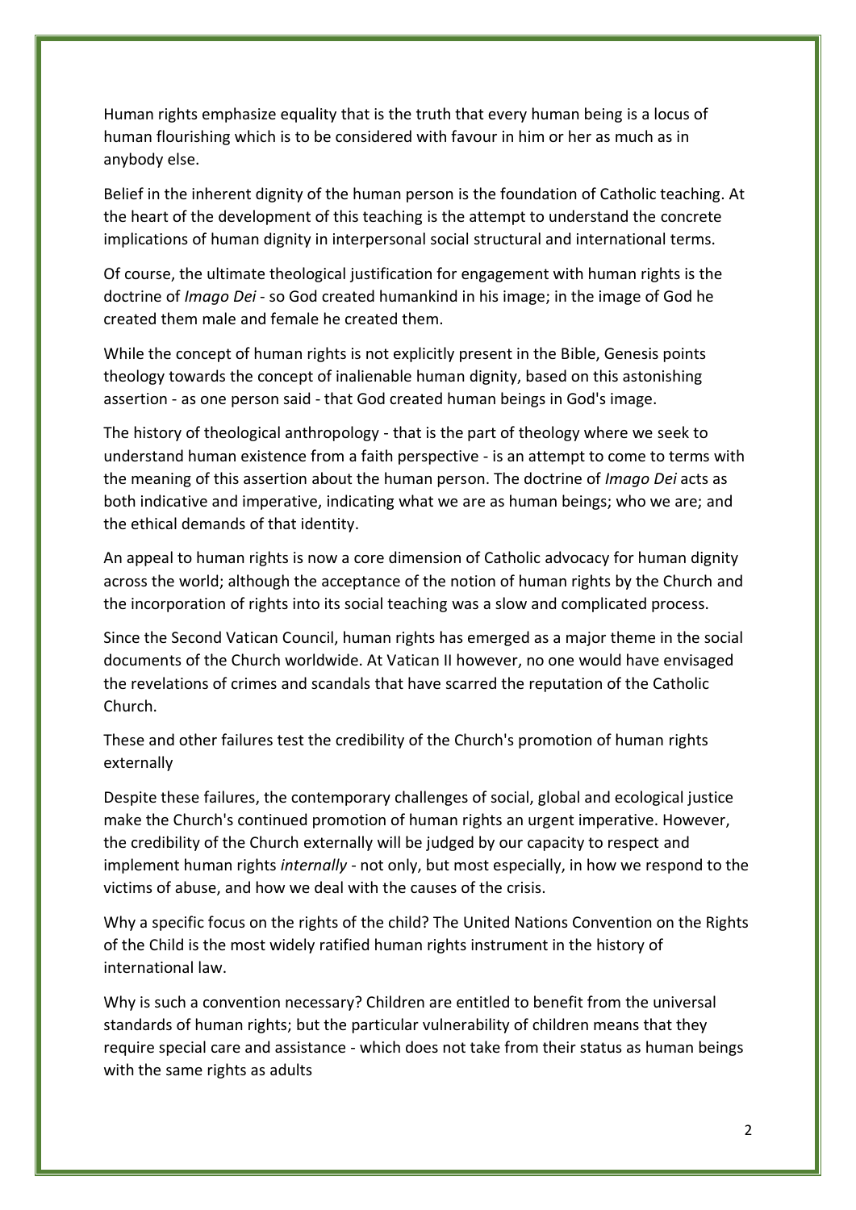Human rights emphasize equality that is the truth that every human being is a locus of human flourishing which is to be considered with favour in him or her as much as in anybody else.

Belief in the inherent dignity of the human person is the foundation of Catholic teaching. At the heart of the development of this teaching is the attempt to understand the concrete implications of human dignity in interpersonal social structural and international terms.

Of course, the ultimate theological justification for engagement with human rights is the doctrine of *Imago Dei* - so God created humankind in his image; in the image of God he created them male and female he created them.

While the concept of human rights is not explicitly present in the Bible, Genesis points theology towards the concept of inalienable human dignity, based on this astonishing assertion - as one person said - that God created human beings in God's image.

The history of theological anthropology - that is the part of theology where we seek to understand human existence from a faith perspective - is an attempt to come to terms with the meaning of this assertion about the human person. The doctrine of *Imago Dei* acts as both indicative and imperative, indicating what we are as human beings; who we are; and the ethical demands of that identity.

An appeal to human rights is now a core dimension of Catholic advocacy for human dignity across the world; although the acceptance of the notion of human rights by the Church and the incorporation of rights into its social teaching was a slow and complicated process.

Since the Second Vatican Council, human rights has emerged as a major theme in the social documents of the Church worldwide. At Vatican II however, no one would have envisaged the revelations of crimes and scandals that have scarred the reputation of the Catholic Church.

These and other failures test the credibility of the Church's promotion of human rights externally

Despite these failures, the contemporary challenges of social, global and ecological justice make the Church's continued promotion of human rights an urgent imperative. However, the credibility of the Church externally will be judged by our capacity to respect and implement human rights *internally* - not only, but most especially, in how we respond to the victims of abuse, and how we deal with the causes of the crisis.

Why a specific focus on the rights of the child? The United Nations Convention on the Rights of the Child is the most widely ratified human rights instrument in the history of international law.

Why is such a convention necessary? Children are entitled to benefit from the universal standards of human rights; but the particular vulnerability of children means that they require special care and assistance - which does not take from their status as human beings with the same rights as adults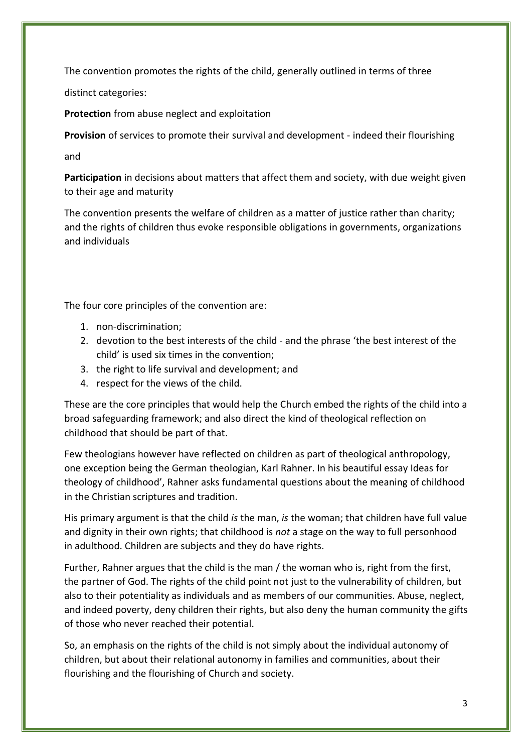The convention promotes the rights of the child, generally outlined in terms of three

distinct categories:

**Protection** from abuse neglect and exploitation

**Provision** of services to promote their survival and development - indeed their flourishing

and

**Participation** in decisions about matters that affect them and society, with due weight given to their age and maturity

The convention presents the welfare of children as a matter of justice rather than charity; and the rights of children thus evoke responsible obligations in governments, organizations and individuals

The four core principles of the convention are:

1. non-discrimination;
2. devotion to the best interests of the child - and the phrase 'the best interest of the child' is used six times in the convention;
3. the right to life survival and development; and
4. respect for the views of the child.

These are the core principles that would help the Church embed the rights of the child into a broad safeguarding framework; and also direct the kind of theological reflection on childhood that should be part of that.

Few theologians however have reflected on children as part of theological anthropology, one exception being the German theologian, Karl Rahner. In his beautiful essay Ideas for theology of childhood', Rahner asks fundamental questions about the meaning of childhood in the Christian scriptures and tradition.

His primary argument is that the child *is* the man, *is* the woman; that children have full value and dignity in their own rights; that childhood is *not* a stage on the way to full personhood in adulthood. Children are subjects and they do have rights.

Further, Rahner argues that the child is the man / the woman who is, right from the first, the partner of God. The rights of the child point not just to the vulnerability of children, but also to their potentiality as individuals and as members of our communities. Abuse, neglect, and indeed poverty, deny children their rights, but also deny the human community the gifts of those who never reached their potential.

So, an emphasis on the rights of the child is not simply about the individual autonomy of children, but about their relational autonomy in families and communities, about their flourishing and the flourishing of Church and society.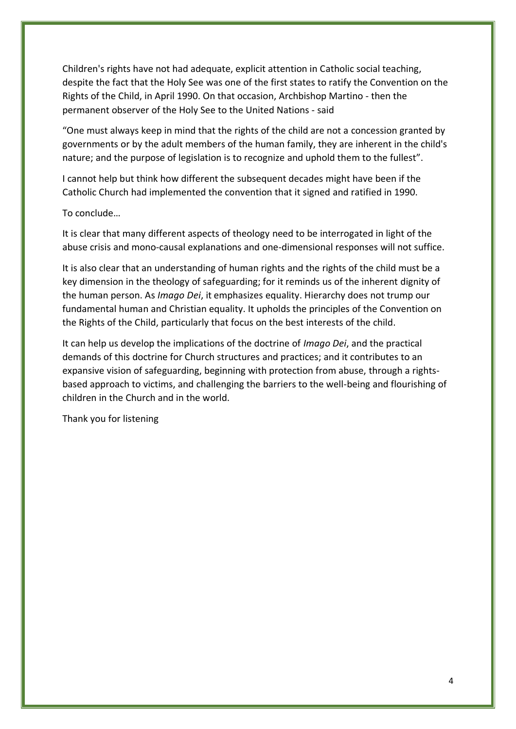Children's rights have not had adequate, explicit attention in Catholic social teaching, despite the fact that the Holy See was one of the first states to ratify the Convention on the Rights of the Child, in April 1990. On that occasion, Archbishop Martino - then the permanent observer of the Holy See to the United Nations - said

"One must always keep in mind that the rights of the child are not a concession granted by governments or by the adult members of the human family, they are inherent in the child's nature; and the purpose of legislation is to recognize and uphold them to the fullest".

I cannot help but think how different the subsequent decades might have been if the Catholic Church had implemented the convention that it signed and ratified in 1990.

To conclude…

It is clear that many different aspects of theology need to be interrogated in light of the abuse crisis and mono-causal explanations and one-dimensional responses will not suffice.

It is also clear that an understanding of human rights and the rights of the child must be a key dimension in the theology of safeguarding; for it reminds us of the inherent dignity of the human person. As *Imago Dei*, it emphasizes equality. Hierarchy does not trump our fundamental human and Christian equality. It upholds the principles of the Convention on the Rights of the Child, particularly that focus on the best interests of the child.

It can help us develop the implications of the doctrine of *Imago Dei*, and the practical demands of this doctrine for Church structures and practices; and it contributes to an expansive vision of safeguarding, beginning with protection from abuse, through a rights-based approach to victims, and challenging the barriers to the well-being and flourishing of children in the Church and in the world.

Thank you for listening